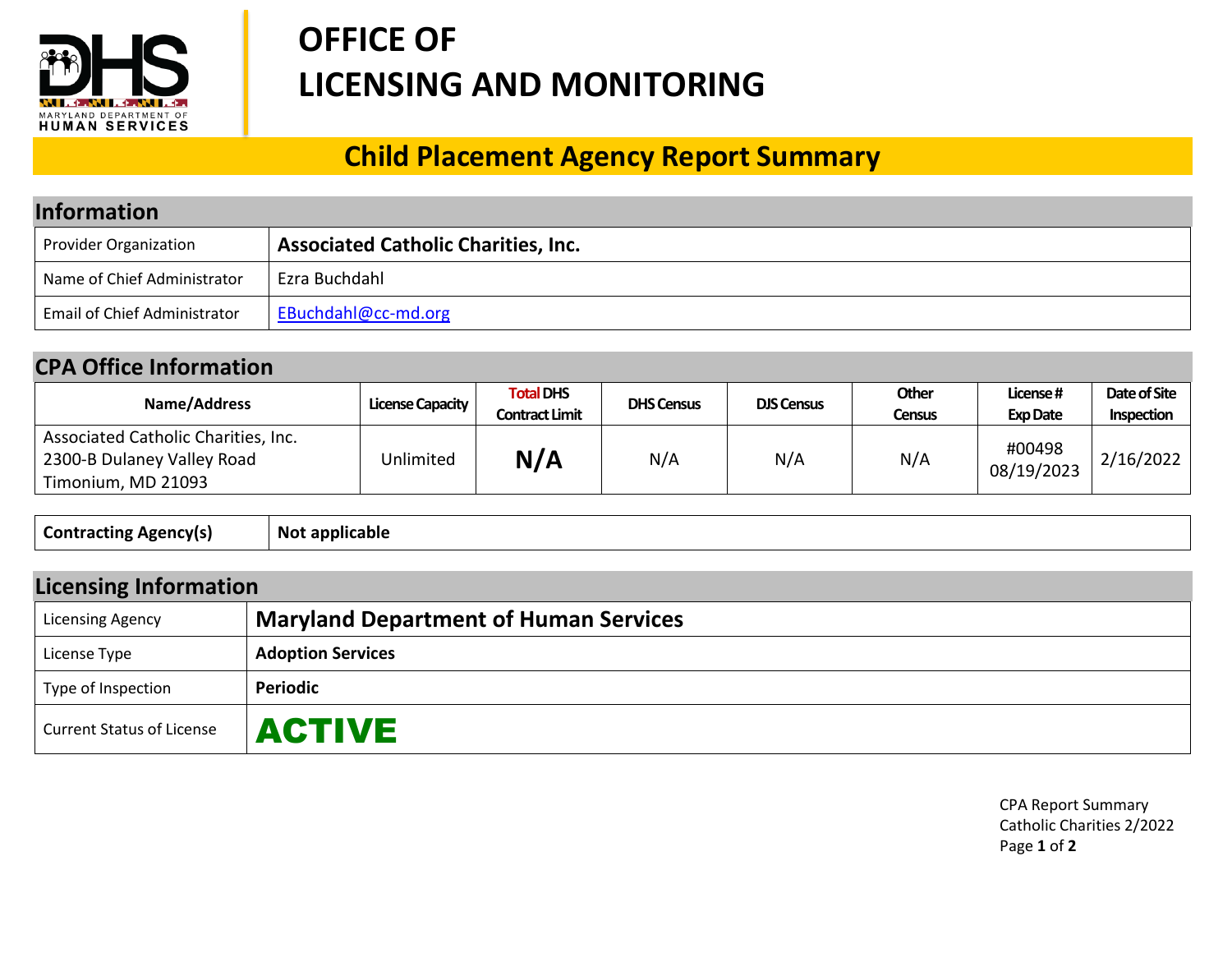# OFFICE OF LICENSING AND MONITORING

## Child Placement Agency Report Summary

## Information

| | |
|---|---|
| Provider Organization | **Associated Catholic Charities, Inc.** |
| Name of Chief Administrator | Ezra Buchdahl |
| Email of Chief Administrator | EBuchdahl@cc-md.org |

## CPA Office Information

| Name/Address | License Capacity | Total DHS Contract Limit | DHS Census | DJS Census | Other Census | License # Exp Date | Date of Site Inspection |
|---|---|---|---|---|---|---|---|
| Associated Catholic Charities, Inc. 2300-B Dulaney Valley Road Timonium, MD 21093 | Unlimited | **N/A** | N/A | N/A | N/A | #00498 08/19/2023 | 2/16/2022 |

| | |
|---|---|
| **Contracting Agency(s)** | **Not applicable** |

## Licensing Information

| | |
|---|---|
| Licensing Agency | **Maryland Department of Human Services** |
| License Type | **Adoption Services** |
| Type of Inspection | **Periodic** |
| Current Status of License | **ACTIVE** |

CPA Report Summary
Catholic Charities 2/2022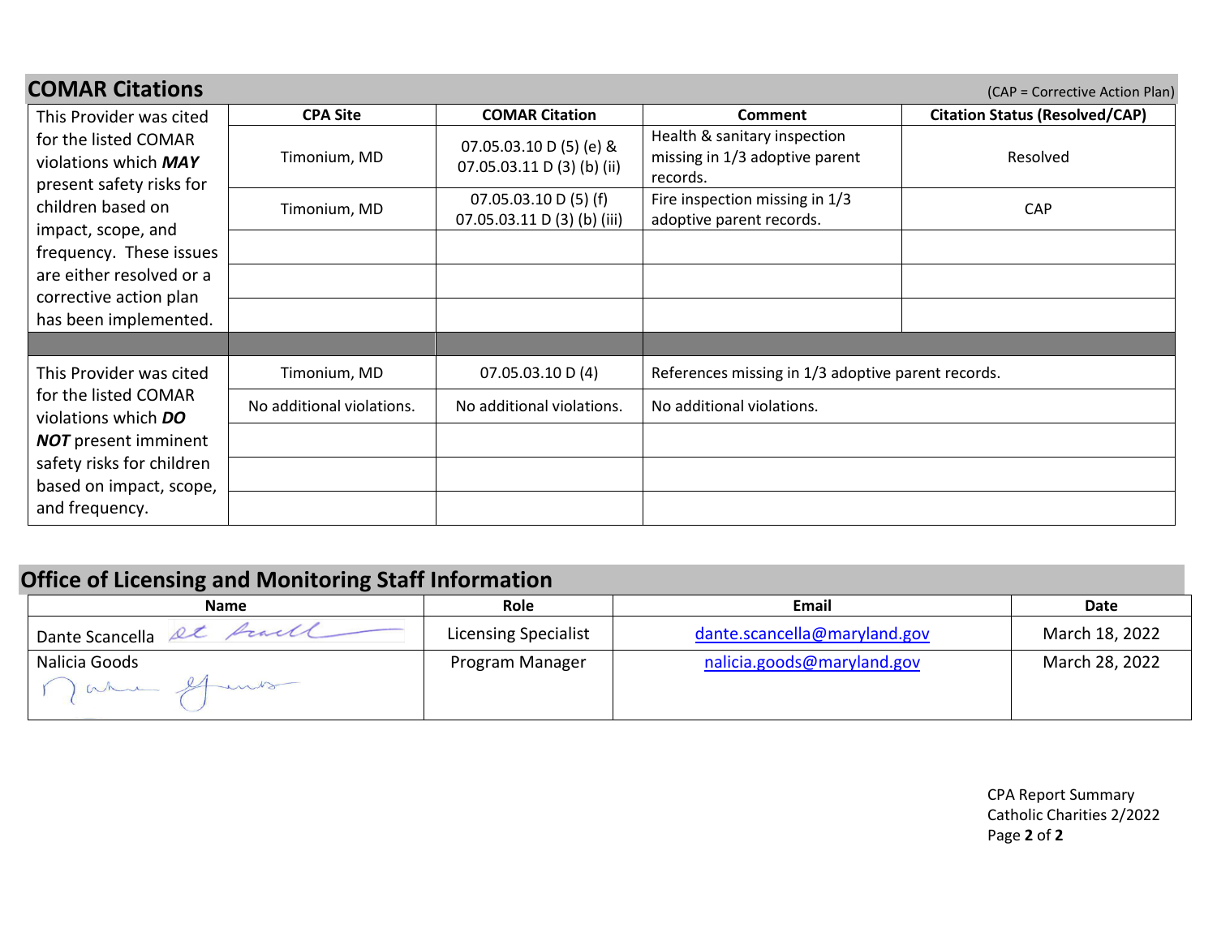## COMAR Citations

(CAP = Corrective Action Plan)

| | CPA Site | COMAR Citation | Comment | Citation Status (Resolved/CAP) |
|---|---|---|---|---|
| This Provider was cited for the listed COMAR violations which ***MAY*** present safety risks for children based on impact, scope, and frequency. These issues are either resolved or a corrective action plan has been implemented. | Timonium, MD | 07.05.03.10 D (5) (e) & 07.05.03.11 D (3) (b) (ii) | Health & sanitary inspection missing in 1/3 adoptive parent records. | Resolved |
| | Timonium, MD | 07.05.03.10 D (5) (f) 07.05.03.11 D (3) (b) (iii) | Fire inspection missing in 1/3 adoptive parent records. | CAP |
| | | | | |
| | | | | |
| | | | | |

| | | | |
|---|---|---|---|
| This Provider was cited for the listed COMAR violations which ***DO NOT*** present imminent safety risks for children based on impact, scope, and frequency. | Timonium, MD | 07.05.03.10 D (4) | References missing in 1/3 adoptive parent records. |
| | No additional violations. | No additional violations. | No additional violations. |
| | | | |
| | | | |
| | | | |

## Office of Licensing and Monitoring Staff Information

| Name | Role | Email | Date |
|---|---|---|---|
| Dante Scancella | Licensing Specialist | dante.scancella@maryland.gov | March 18, 2022 |
| Nalicia Goods | Program Manager | nalicia.goods@maryland.gov | March 28, 2022 |

CPA Report Summary
Catholic Charities 2/2022